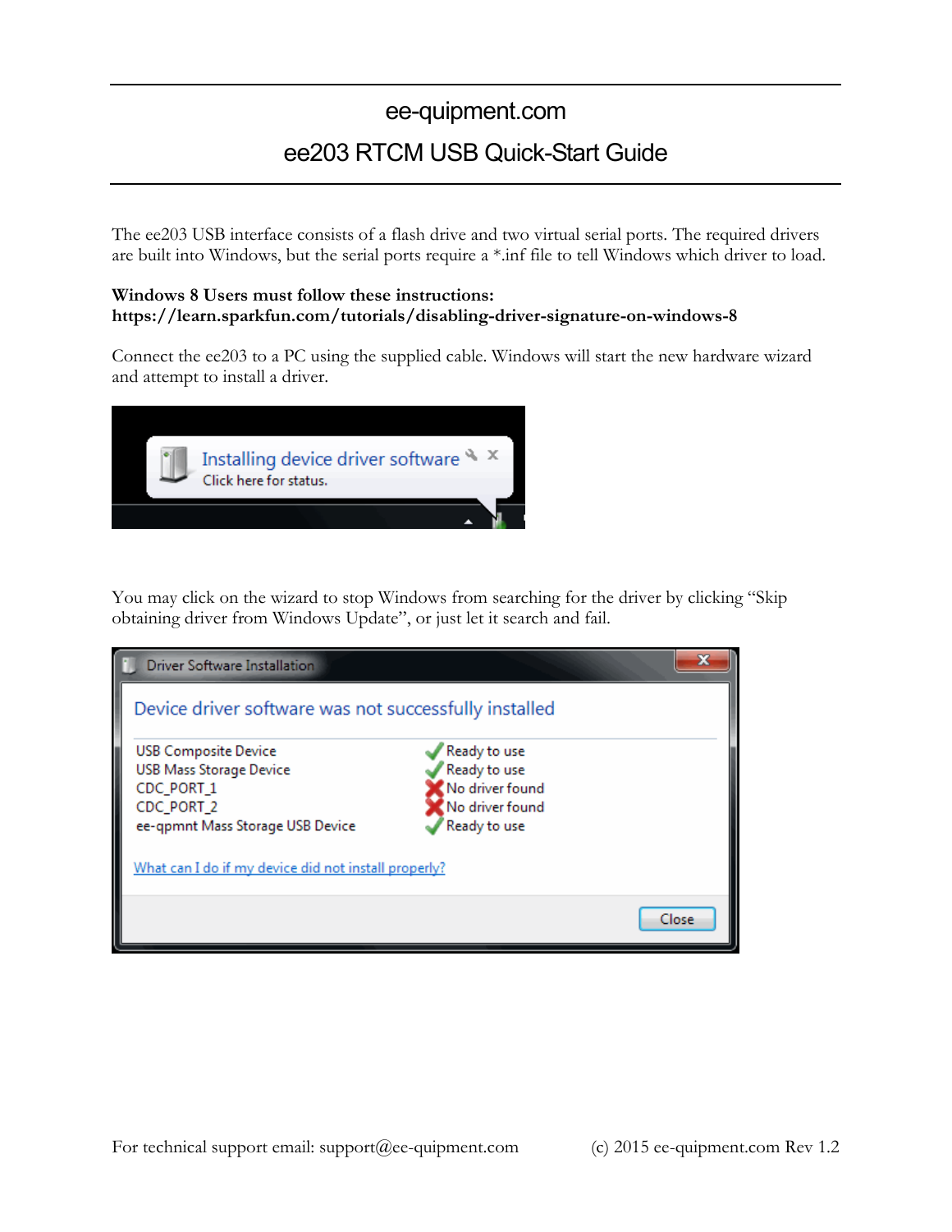# ee-quipment.com

## ee203 RTCM USB Quick-Start Guide

The ee203 USB interface consists of a flash drive and two virtual serial ports. The required drivers are built into Windows, but the serial ports require a *.inf file to tell Windows which driver to load.

**Windows 8 Users must follow these instructions:**
**https://learn.sparkfun.com/tutorials/disabling-driver-signature-on-windows-8**

Connect the ee203 to a PC using the supplied cable. Windows will start the new hardware wizard and attempt to install a driver.

You may click on the wizard to stop Windows from searching for the driver by clicking "Skip obtaining driver from Windows Update", or just let it search and fail.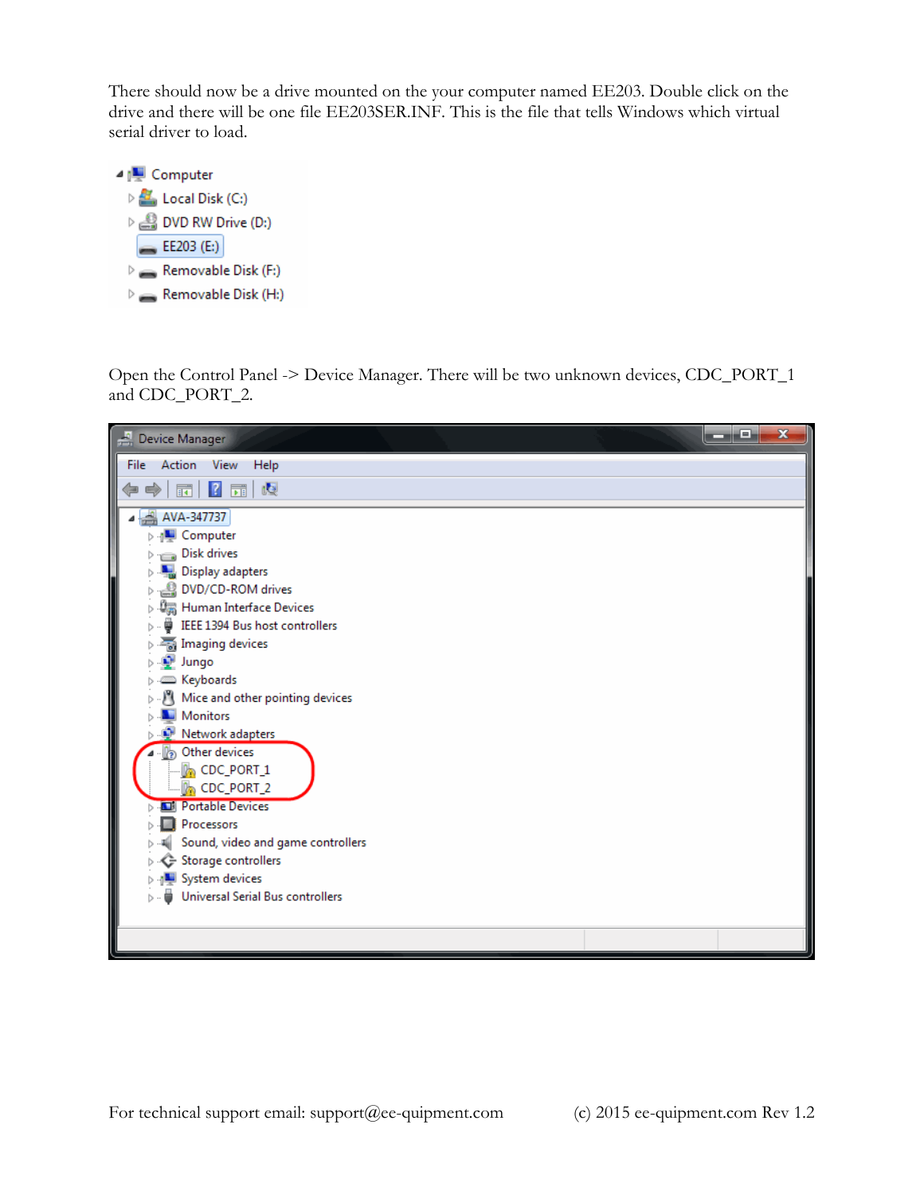There should now be a drive mounted on the your computer named EE203. Double click on the drive and there will be one file EE203SER.INF. This is the file that tells Windows which virtual serial driver to load.

Open the Control Panel -> Device Manager. There will be two unknown devices, CDC_PORT_1 and CDC_PORT_2.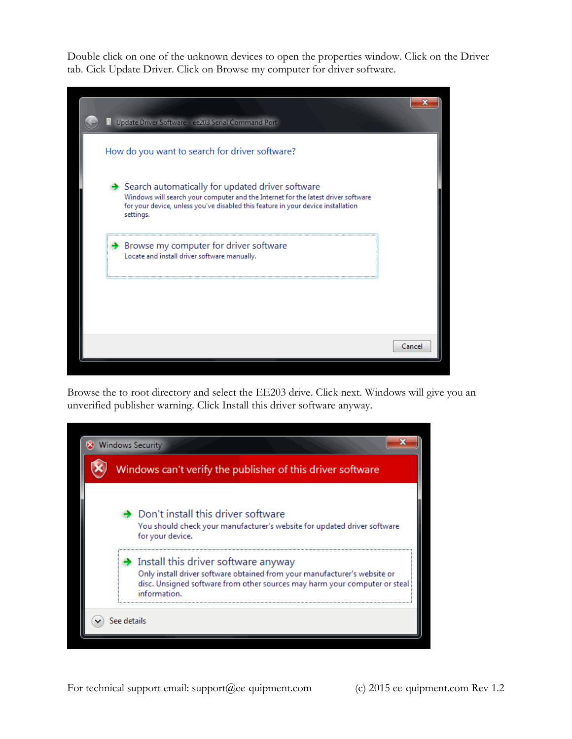Double click on one of the unknown devices to open the properties window. Click on the Driver tab. Cick Update Driver. Click on Browse my computer for driver software.

Update Driver Software - ee203 Serial Command Port

How do you want to search for driver software?

Search automatically for updated driver software
Windows will search your computer and the Internet for the latest driver software for your device, unless you've disabled this feature in your device installation settings.

Browse my computer for driver software
Locate and install driver software manually.

Cancel

Browse the to root directory and select the EE203 drive. Click next. Windows will give you an unverified publisher warning. Click Install this driver software anyway.

Windows Security

Windows can't verify the publisher of this driver software

Don't install this driver software
You should check your manufacturer's website for updated driver software for your device.

Install this driver software anyway
Only install driver software obtained from your manufacturer's website or disc. Unsigned software from other sources may harm your computer or steal information.

See details

For technical support email: support@ee-quipment.com (c) 2015 ee-quipment.com Rev 1.2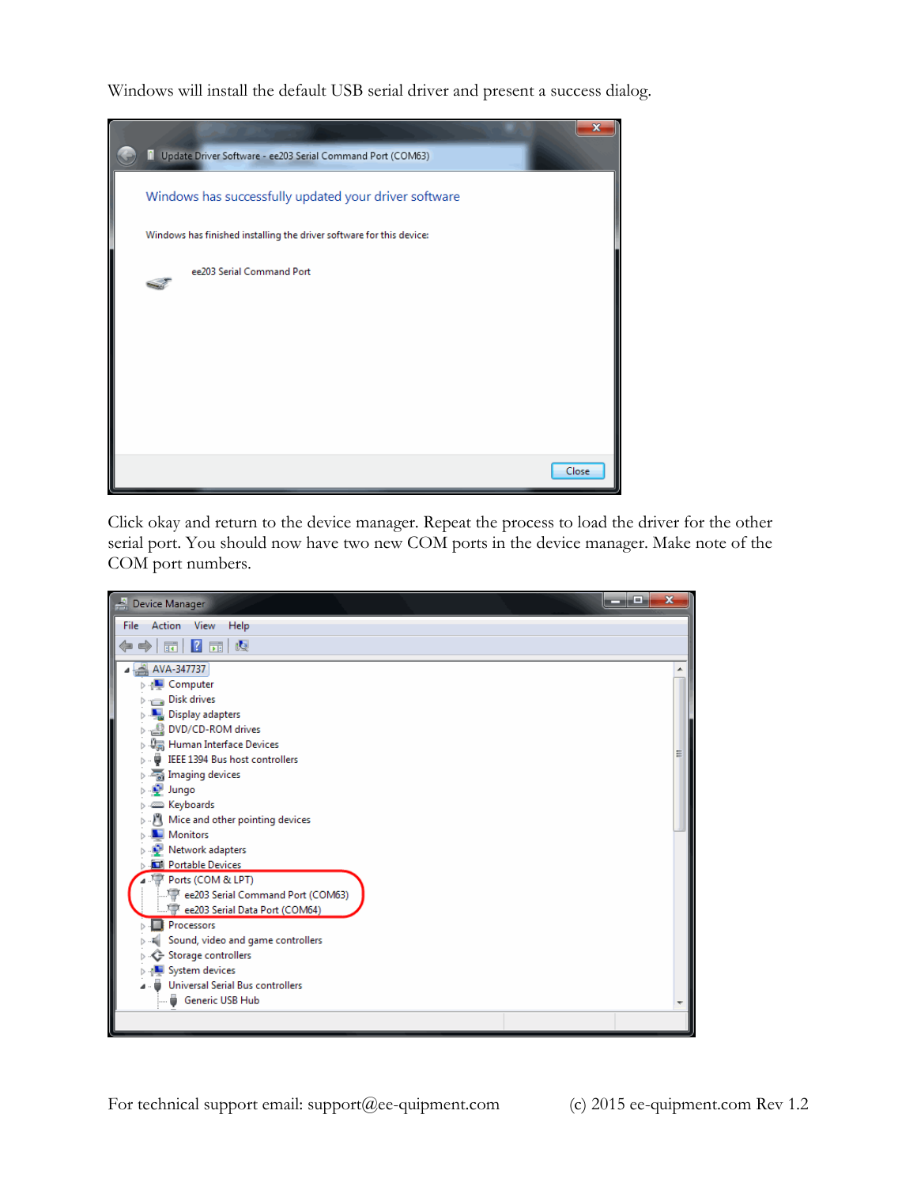Windows will install the default USB serial driver and present a success dialog.

Click okay and return to the device manager. Repeat the process to load the driver for the other serial port. You should now have two new COM ports in the device manager. Make note of the COM port numbers.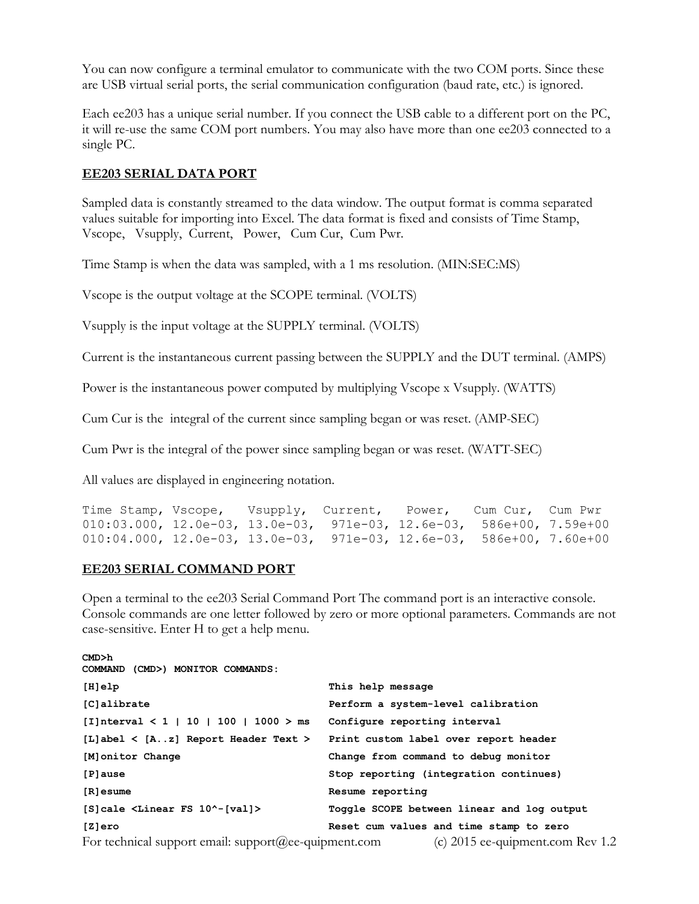You can now configure a terminal emulator to communicate with the two COM ports. Since these are USB virtual serial ports, the serial communication configuration (baud rate, etc.) is ignored.

Each ee203 has a unique serial number. If you connect the USB cable to a different port on the PC, it will re-use the same COM port numbers. You may also have more than one ee203 connected to a single PC.

## EE203 SERIAL DATA PORT

Sampled data is constantly streamed to the data window. The output format is comma separated values suitable for importing into Excel. The data format is fixed and consists of Time Stamp, Vscope, Vsupply, Current, Power, Cum Cur, Cum Pwr.

Time Stamp is when the data was sampled, with a 1 ms resolution. (MIN:SEC:MS)

Vscope is the output voltage at the SCOPE terminal. (VOLTS)

Vsupply is the input voltage at the SUPPLY terminal. (VOLTS)

Current is the instantaneous current passing between the SUPPLY and the DUT terminal. (AMPS)

Power is the instantaneous power computed by multiplying Vscope x Vsupply. (WATTS)

Cum Cur is the integral of the current since sampling began or was reset. (AMP-SEC)

Cum Pwr is the integral of the power since sampling began or was reset. (WATT-SEC)

All values are displayed in engineering notation.

```
Time Stamp, Vscope,   Vsupply,  Current,   Power,   Cum Cur,  Cum Pwr
010:03.000, 12.0e-03, 13.0e-03,  971e-03, 12.6e-03,  586e+00, 7.59e+00
010:04.000, 12.0e-03, 13.0e-03,  971e-03, 12.6e-03,  586e+00, 7.60e+00
```

## EE203 SERIAL COMMAND PORT

Open a terminal to the ee203 Serial Command Port The command port is an interactive console. Console commands are one letter followed by zero or more optional parameters. Commands are not case-sensitive. Enter H to get a help menu.

```
CMD>h
COMMAND (CMD>) MONITOR COMMANDS:
[H]elp                                  This help message
[C]alibrate                             Perform a system-level calibration
[I]nterval < 1 | 10 | 100 | 1000 > ms   Configure reporting interval
[L]abel < [A..z] Report Header Text >   Print custom label over report header
[M]onitor Change                        Change from command to debug monitor
[P]ause                                 Stop reporting (integration continues)
[R]esume                                Resume reporting
[S]cale <Linear FS 10^-[val]>           Toggle SCOPE between linear and log output
[Z]ero                                  Reset cum values and time stamp to zero
```

For technical support email: support@ee-quipment.com (c) 2015 ee-quipment.com Rev 1.2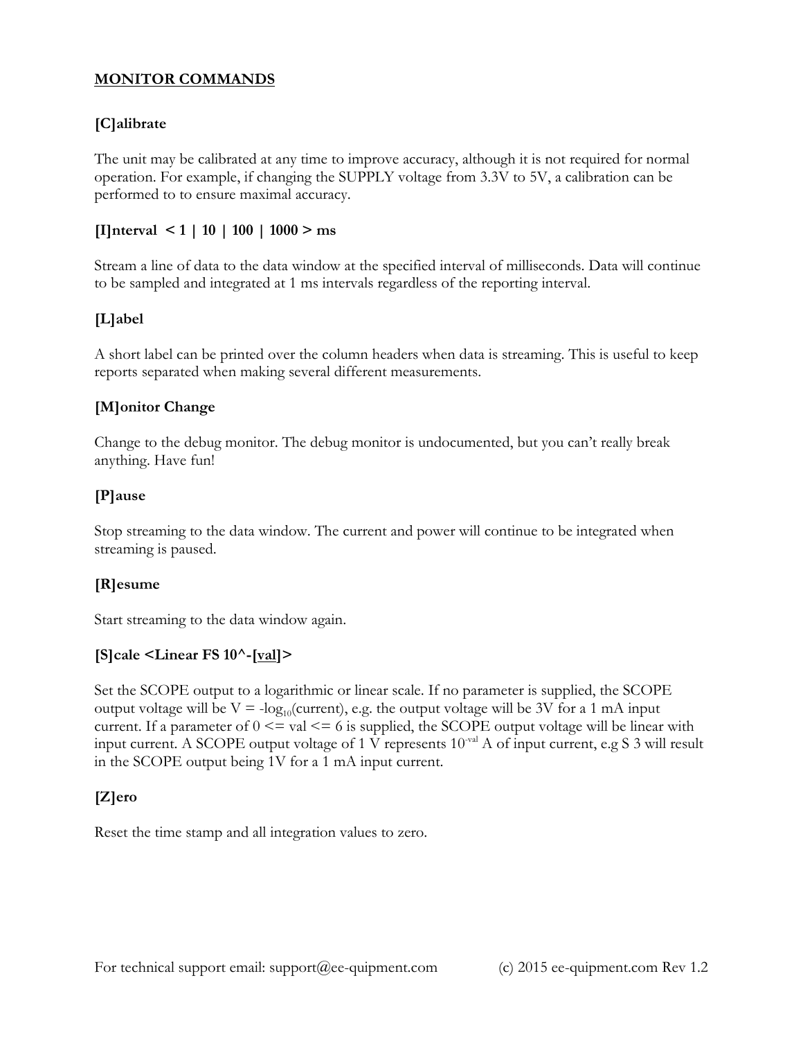## MONITOR COMMANDS

### [C]alibrate

The unit may be calibrated at any time to improve accuracy, although it is not required for normal operation. For example, if changing the SUPPLY voltage from 3.3V to 5V, a calibration can be performed to to ensure maximal accuracy.

### [I]nterval < 1 | 10 | 100 | 1000 > ms

Stream a line of data to the data window at the specified interval of milliseconds. Data will continue to be sampled and integrated at 1 ms intervals regardless of the reporting interval.

### [L]abel

A short label can be printed over the column headers when data is streaming. This is useful to keep reports separated when making several different measurements.

### [M]onitor Change

Change to the debug monitor. The debug monitor is undocumented, but you can't really break anything. Have fun!

### [P]ause

Stop streaming to the data window. The current and power will continue to be integrated when streaming is paused.

### [R]esume

Start streaming to the data window again.

### [S]cale <Linear FS 10^-[val]>

Set the SCOPE output to a logarithmic or linear scale. If no parameter is supplied, the SCOPE output voltage will be $V = -\log_{10}(\text{current})$, e.g. the output voltage will be 3V for a 1 mA input current. If a parameter of 0 <= val <= 6 is supplied, the SCOPE output voltage will be linear with input current. A SCOPE output voltage of 1 V represents $10^{-val}$ A of input current, e.g S 3 will result in the SCOPE output being 1V for a 1 mA input current.

### [Z]ero

Reset the time stamp and all integration values to zero.

For technical support email: support@ee-quipment.com (c) 2015 ee-quipment.com Rev 1.2